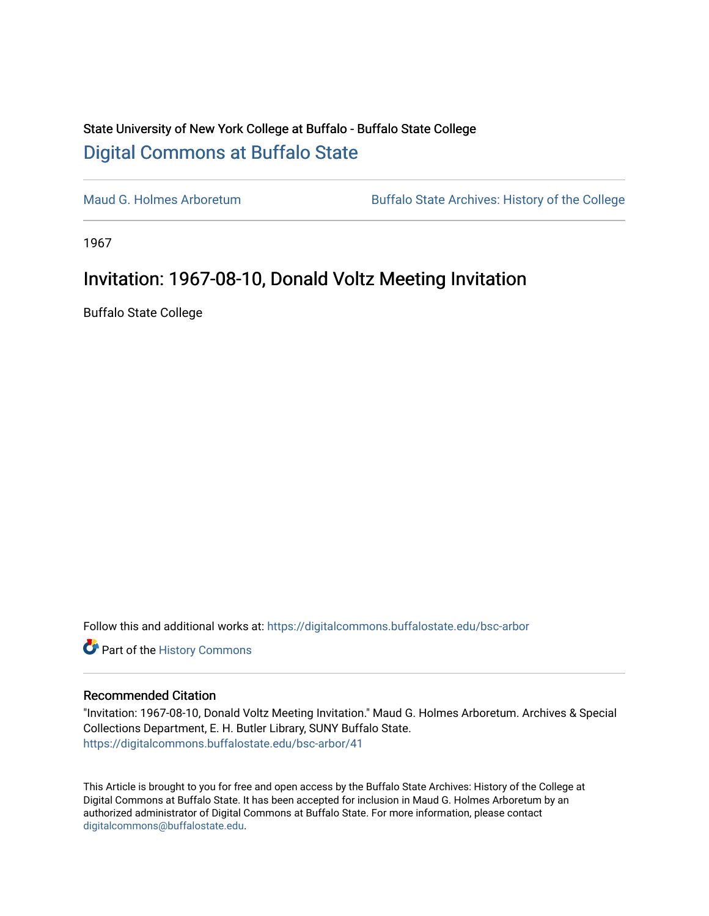State University of New York College at Buffalo - Buffalo State College

## Digital Commons at Buffalo State

Maud G. Holmes Arboretum | Buffalo State Archives: History of the College

1967

# Invitation: 1967-08-10, Donald Voltz Meeting Invitation

Buffalo State College

Follow this and additional works at: https://digitalcommons.buffalostate.edu/bsc-arbor

Part of the History Commons

### Recommended Citation

"Invitation: 1967-08-10, Donald Voltz Meeting Invitation." Maud G. Holmes Arboretum. Archives & Special Collections Department, E. H. Butler Library, SUNY Buffalo State.
https://digitalcommons.buffalostate.edu/bsc-arbor/41

This Article is brought to you for free and open access by the Buffalo State Archives: History of the College at Digital Commons at Buffalo State. It has been accepted for inclusion in Maud G. Holmes Arboretum by an authorized administrator of Digital Commons at Buffalo State. For more information, please contact digitalcommons@buffalostate.edu.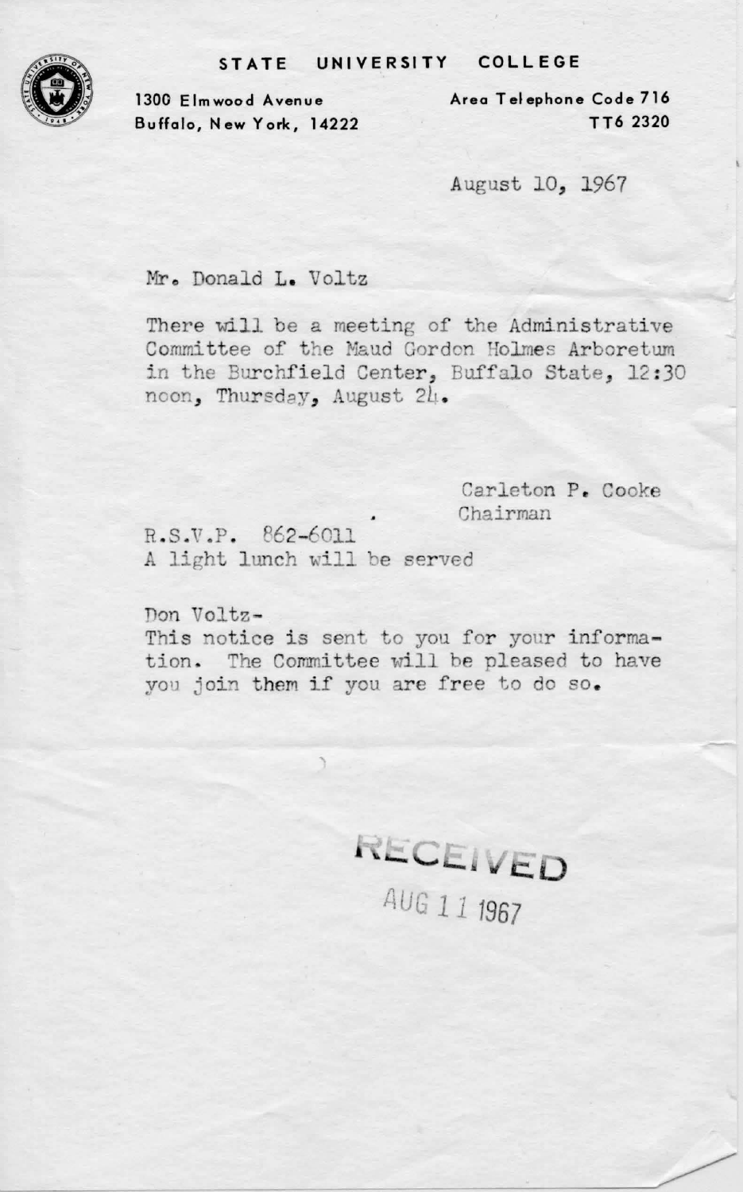STATE UNIVERSITY COLLEGE

1300 Elmwood Avenue
Buffalo, New York, 14222

Area Telephone Code 716
TT6 2320

August 10, 1967

Mr. Donald L. Voltz

There will be a meeting of the Administrative Committee of the Maud Gordon Holmes Arboretum in the Burchfield Center, Buffalo State, 12:30 noon, Thursday, August 24.

Carleton P. Cooke
Chairman

R.S.V.P. 862-6011
A light lunch will be served

Don Voltz-
This notice is sent to you for your information. The Committee will be pleased to have you join them if you are free to do so.

RECEIVED
AUG 11 1967